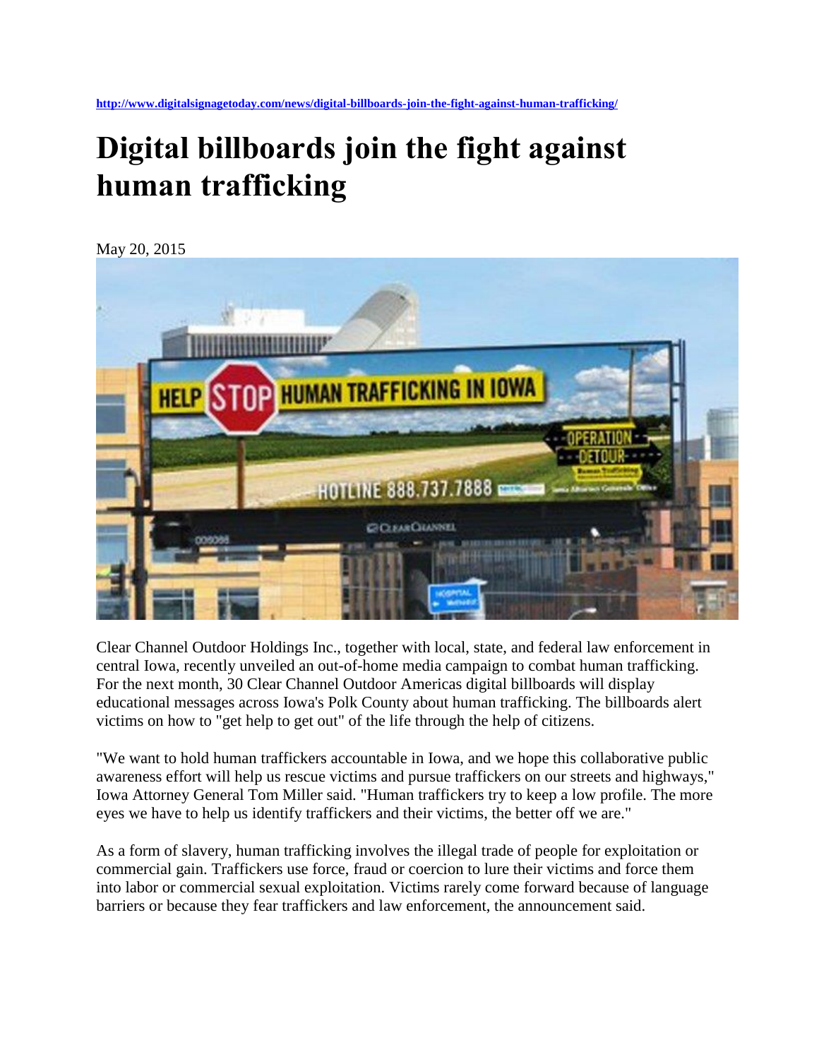http://www.digitalsignagetoday.com/news/digital-billboards-join-the-fight-against-human-trafficking/

# Digital billboards join the fight against human trafficking

May 20, 2015

Clear Channel Outdoor Holdings Inc., together with local, state, and federal law enforcement in central Iowa, recently unveiled an out-of-home media campaign to combat human trafficking. For the next month, 30 Clear Channel Outdoor Americas digital billboards will display educational messages across Iowa's Polk County about human trafficking. The billboards alert victims on how to "get help to get out" of the life through the help of citizens.

"We want to hold human traffickers accountable in Iowa, and we hope this collaborative public awareness effort will help us rescue victims and pursue traffickers on our streets and highways," Iowa Attorney General Tom Miller said. "Human traffickers try to keep a low profile. The more eyes we have to help us identify traffickers and their victims, the better off we are."

As a form of slavery, human trafficking involves the illegal trade of people for exploitation or commercial gain. Traffickers use force, fraud or coercion to lure their victims and force them into labor or commercial sexual exploitation. Victims rarely come forward because of language barriers or because they fear traffickers and law enforcement, the announcement said.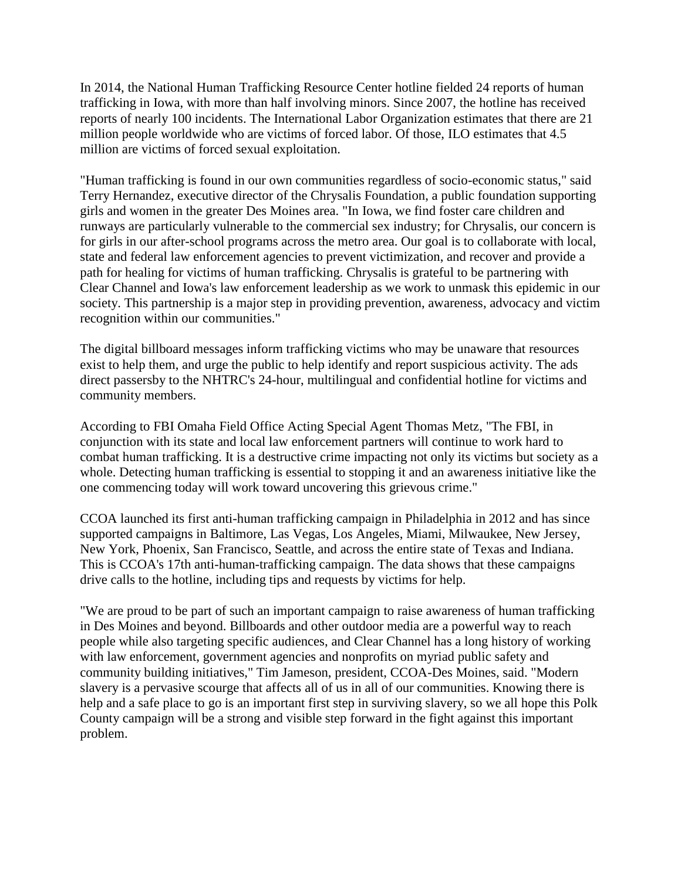In 2014, the National Human Trafficking Resource Center hotline fielded 24 reports of human trafficking in Iowa, with more than half involving minors. Since 2007, the hotline has received reports of nearly 100 incidents. The International Labor Organization estimates that there are 21 million people worldwide who are victims of forced labor. Of those, ILO estimates that 4.5 million are victims of forced sexual exploitation.

"Human trafficking is found in our own communities regardless of socio-economic status," said Terry Hernandez, executive director of the Chrysalis Foundation, a public foundation supporting girls and women in the greater Des Moines area. "In Iowa, we find foster care children and runways are particularly vulnerable to the commercial sex industry; for Chrysalis, our concern is for girls in our after-school programs across the metro area. Our goal is to collaborate with local, state and federal law enforcement agencies to prevent victimization, and recover and provide a path for healing for victims of human trafficking. Chrysalis is grateful to be partnering with Clear Channel and Iowa's law enforcement leadership as we work to unmask this epidemic in our society. This partnership is a major step in providing prevention, awareness, advocacy and victim recognition within our communities."

The digital billboard messages inform trafficking victims who may be unaware that resources exist to help them, and urge the public to help identify and report suspicious activity. The ads direct passersby to the NHTRC's 24-hour, multilingual and confidential hotline for victims and community members.

According to FBI Omaha Field Office Acting Special Agent Thomas Metz, "The FBI, in conjunction with its state and local law enforcement partners will continue to work hard to combat human trafficking. It is a destructive crime impacting not only its victims but society as a whole. Detecting human trafficking is essential to stopping it and an awareness initiative like the one commencing today will work toward uncovering this grievous crime."

CCOA launched its first anti-human trafficking campaign in Philadelphia in 2012 and has since supported campaigns in Baltimore, Las Vegas, Los Angeles, Miami, Milwaukee, New Jersey, New York, Phoenix, San Francisco, Seattle, and across the entire state of Texas and Indiana. This is CCOA's 17th anti-human-trafficking campaign. The data shows that these campaigns drive calls to the hotline, including tips and requests by victims for help.

"We are proud to be part of such an important campaign to raise awareness of human trafficking in Des Moines and beyond. Billboards and other outdoor media are a powerful way to reach people while also targeting specific audiences, and Clear Channel has a long history of working with law enforcement, government agencies and nonprofits on myriad public safety and community building initiatives," Tim Jameson, president, CCOA-Des Moines, said. "Modern slavery is a pervasive scourge that affects all of us in all of our communities. Knowing there is help and a safe place to go is an important first step in surviving slavery, so we all hope this Polk County campaign will be a strong and visible step forward in the fight against this important problem.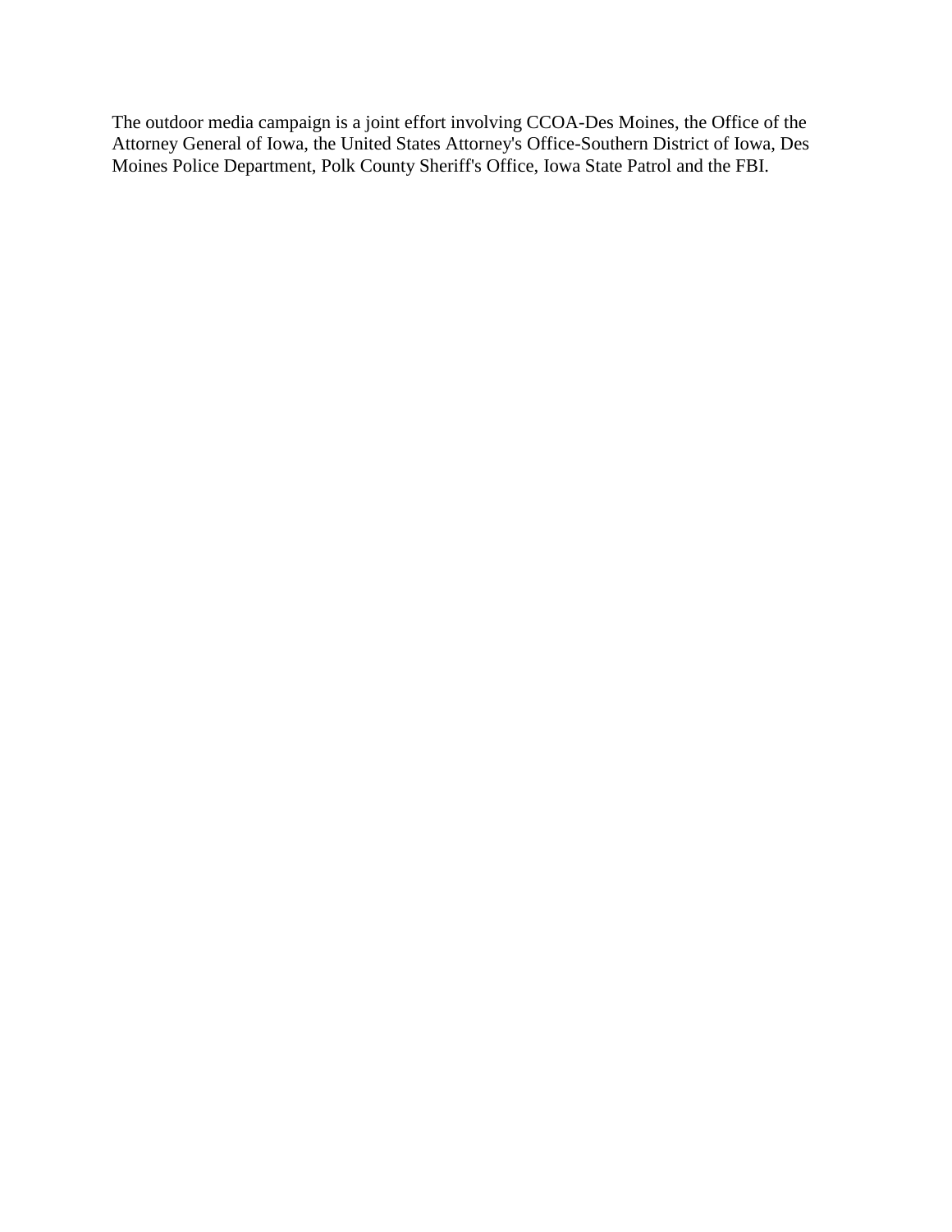The outdoor media campaign is a joint effort involving CCOA-Des Moines, the Office of the Attorney General of Iowa, the United States Attorney's Office-Southern District of Iowa, Des Moines Police Department, Polk County Sheriff's Office, Iowa State Patrol and the FBI.